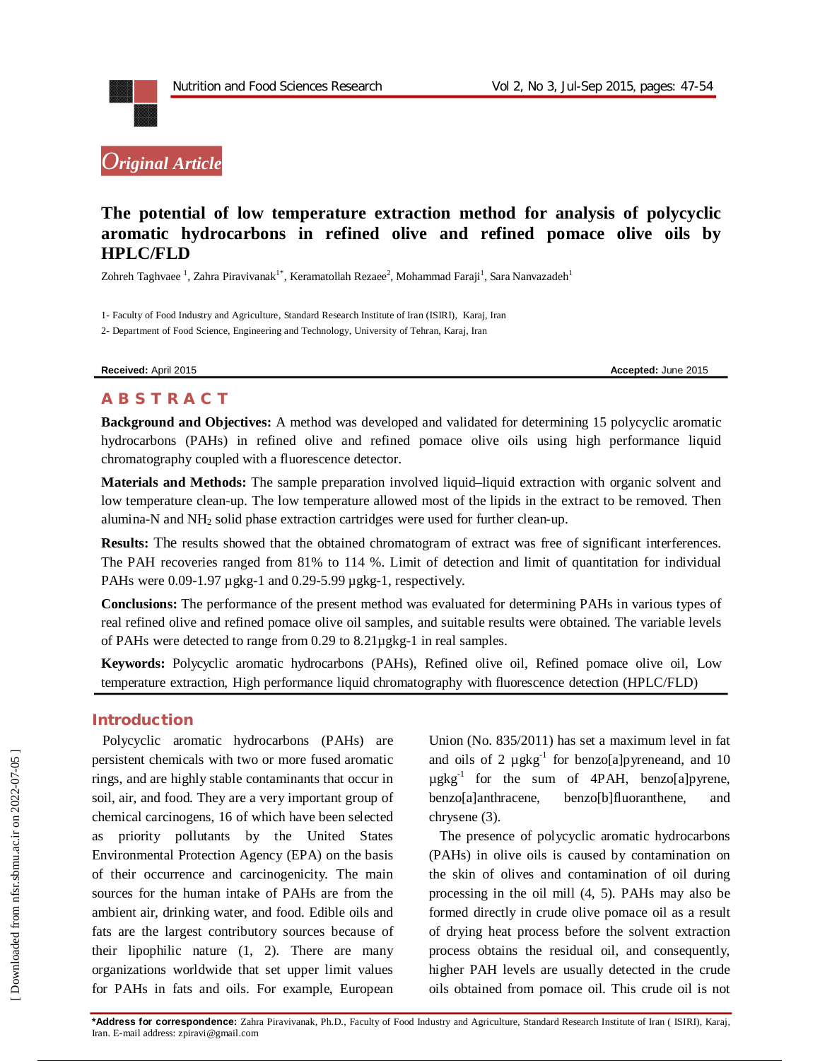## Original Article

# The potential of low temperature extraction method for analysis of polycyclic aromatic hydrocarbons in refined olive and refined pomace olive oils by HPLC/FLD

Zohreh Taghvaee [1], Zahra Piravivanak[1*], Keramatollah Rezaee[2], Mohammad Faraji[1], Sara Nanvazadeh[1]

1- Faculty of Food Industry and Agriculture, Standard Research Institute of Iran (ISIRI), Karaj, Iran

2- Department of Food Science, Engineering and Technology, University of Tehran, Karaj, Iran

**Received:** April 2015 **Accepted:** June 2015

## ABSTRACT

**Background and Objectives:** A method was developed and validated for determining 15 polycyclic aromatic hydrocarbons (PAHs) in refined olive and refined pomace olive oils using high performance liquid chromatography coupled with a fluorescence detector.

**Materials and Methods:** The sample preparation involved liquid–liquid extraction with organic solvent and low temperature clean-up. The low temperature allowed most of the lipids in the extract to be removed. Then alumina-N and $NH_2$ solid phase extraction cartridges were used for further clean-up.

**Results:** The results showed that the obtained chromatogram of extract was free of significant interferences. The PAH recoveries ranged from 81% to 114 %. Limit of detection and limit of quantitation for individual PAHs were 0.09-1.97 µgkg-1 and 0.29-5.99 µgkg-1, respectively.

**Conclusions:** The performance of the present method was evaluated for determining PAHs in various types of real refined olive and refined pomace olive oil samples, and suitable results were obtained. The variable levels of PAHs were detected to range from 0.29 to 8.21µgkg-1 in real samples.

**Keywords:** Polycyclic aromatic hydrocarbons (PAHs), Refined olive oil, Refined pomace olive oil, Low temperature extraction, High performance liquid chromatography with fluorescence detection (HPLC/FLD)

## Introduction

Polycyclic aromatic hydrocarbons (PAHs) are persistent chemicals with two or more fused aromatic rings, and are highly stable contaminants that occur in soil, air, and food. They are a very important group of chemical carcinogens, 16 of which have been selected as priority pollutants by the United States Environmental Protection Agency (EPA) on the basis of their occurrence and carcinogenicity. The main sources for the human intake of PAHs are from the ambient air, drinking water, and food. Edible oils and fats are the largest contributory sources because of their lipophilic nature (1, 2). There are many organizations worldwide that set upper limit values for PAHs in fats and oils. For example, European Union (No. 835/2011) has set a maximum level in fat and oils of 2 µgkg$^{-1}$ for benzo[a]pyreneand, and 10 µgkg$^{-1}$ for the sum of 4PAH, benzo[a]pyrene, benzo[a]anthracene, benzo[b]fluoranthene, and chrysene (3).

The presence of polycyclic aromatic hydrocarbons (PAHs) in olive oils is caused by contamination on the skin of olives and contamination of oil during processing in the oil mill (4, 5). PAHs may also be formed directly in crude olive pomace oil as a result of drying heat process before the solvent extraction process obtains the residual oil, and consequently, higher PAH levels are usually detected in the crude oils obtained from pomace oil. This crude oil is not

**\*Address for correspondence:** Zahra Piravivanak, Ph.D., Faculty of Food Industry and Agriculture, Standard Research Institute of Iran ( ISIRI), Karaj, Iran. E-mail address: zpiravi@gmail.com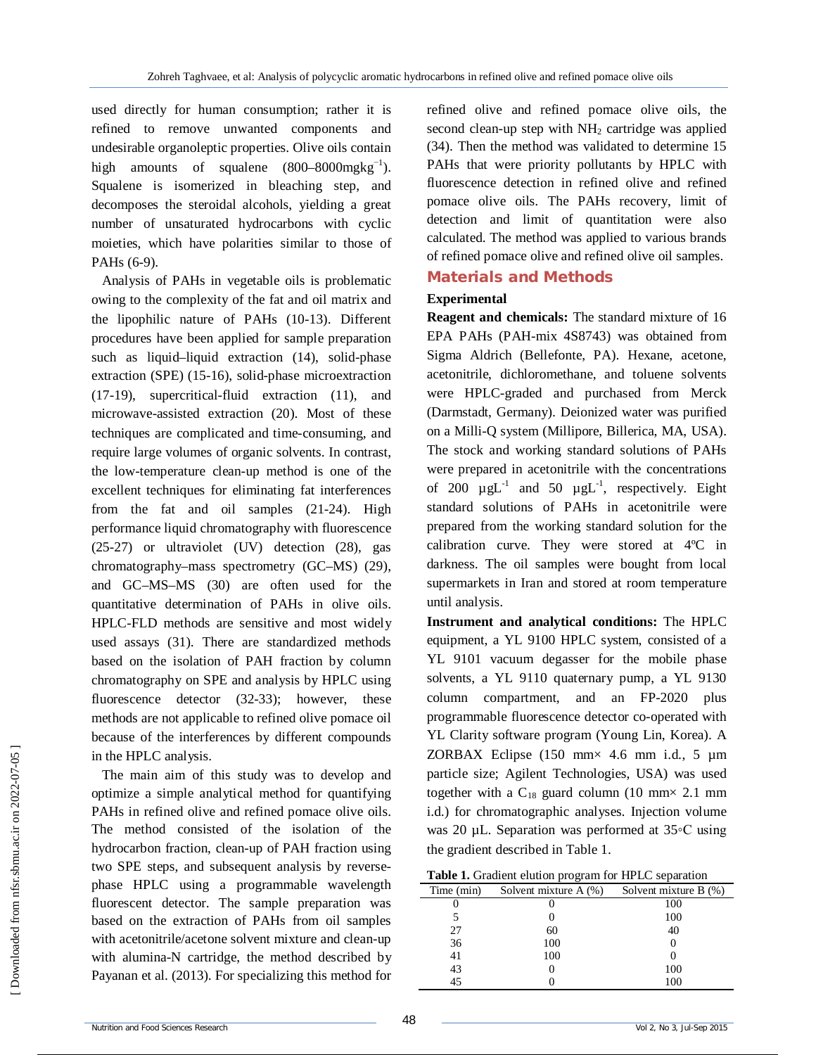used directly for human consumption; rather it is refined to remove unwanted components and undesirable organoleptic properties. Olive oils contain high amounts of squalene (800–8000mgkg$^{-1}$). Squalene is isomerized in bleaching step, and decomposes the steroidal alcohols, yielding a great number of unsaturated hydrocarbons with cyclic moieties, which have polarities similar to those of PAHs (6-9).

Analysis of PAHs in vegetable oils is problematic owing to the complexity of the fat and oil matrix and the lipophilic nature of PAHs (10-13). Different procedures have been applied for sample preparation such as liquid–liquid extraction (14), solid-phase extraction (SPE) (15-16), solid-phase microextraction (17-19), supercritical-fluid extraction (11), and microwave-assisted extraction (20). Most of these techniques are complicated and time-consuming, and require large volumes of organic solvents. In contrast, the low-temperature clean-up method is one of the excellent techniques for eliminating fat interferences from the fat and oil samples (21-24). High performance liquid chromatography with fluorescence (25-27) or ultraviolet (UV) detection (28), gas chromatography–mass spectrometry (GC–MS) (29), and GC–MS–MS (30) are often used for the quantitative determination of PAHs in olive oils. HPLC-FLD methods are sensitive and most widely used assays (31). There are standardized methods based on the isolation of PAH fraction by column chromatography on SPE and analysis by HPLC using fluorescence detector (32-33); however, these methods are not applicable to refined olive pomace oil because of the interferences by different compounds in the HPLC analysis.

The main aim of this study was to develop and optimize a simple analytical method for quantifying PAHs in refined olive and refined pomace olive oils. The method consisted of the isolation of the hydrocarbon fraction, clean-up of PAH fraction using two SPE steps, and subsequent analysis by reverse-phase HPLC using a programmable wavelength fluorescent detector. The sample preparation was based on the extraction of PAHs from oil samples with acetonitrile/acetone solvent mixture and clean-up with alumina-N cartridge, the method described by Payanan et al. (2013). For specializing this method for refined olive and refined pomace olive oils, the second clean-up step with $NH_2$ cartridge was applied (34). Then the method was validated to determine 15 PAHs that were priority pollutants by HPLC with fluorescence detection in refined olive and refined pomace olive oils. The PAHs recovery, limit of detection and limit of quantitation were also calculated. The method was applied to various brands of refined pomace olive and refined olive oil samples.

## Materials and Methods

### Experimental

**Reagent and chemicals:** The standard mixture of 16 EPA PAHs (PAH-mix 4S8743) was obtained from Sigma Aldrich (Bellefonte, PA). Hexane, acetone, acetonitrile, dichloromethane, and toluene solvents were HPLC-graded and purchased from Merck (Darmstadt, Germany). Deionized water was purified on a Milli-Q system (Millipore, Billerica, MA, USA). The stock and working standard solutions of PAHs were prepared in acetonitrile with the concentrations of 200 µgL$^{-1}$ and 50 µgL$^{-1}$, respectively. Eight standard solutions of PAHs in acetonitrile were prepared from the working standard solution for the calibration curve. They were stored at 4ºC in darkness. The oil samples were bought from local supermarkets in Iran and stored at room temperature until analysis.

**Instrument and analytical conditions:** The HPLC equipment, a YL 9100 HPLC system, consisted of a YL 9101 vacuum degasser for the mobile phase solvents, a YL 9110 quaternary pump, a YL 9130 column compartment, and an FP-2020 plus programmable fluorescence detector co-operated with YL Clarity software program (Young Lin, Korea). A ZORBAX Eclipse (150 mm× 4.6 mm i.d., 5 µm particle size; Agilent Technologies, USA) was used together with a $C_{18}$ guard column (10 mm× 2.1 mm i.d.) for chromatographic analyses. Injection volume was 20 µL. Separation was performed at 35◦C using the gradient described in Table 1.

**Table 1.** Gradient elution program for HPLC separation

| Time (min) | Solvent mixture A (%) | Solvent mixture B (%) |
|---|---|---|
| 0 | 0 | 100 |
| 5 | 0 | 100 |
| 27 | 60 | 40 |
| 36 | 100 | 0 |
| 41 | 100 | 0 |
| 43 | 0 | 100 |
| 45 | 0 | 100 |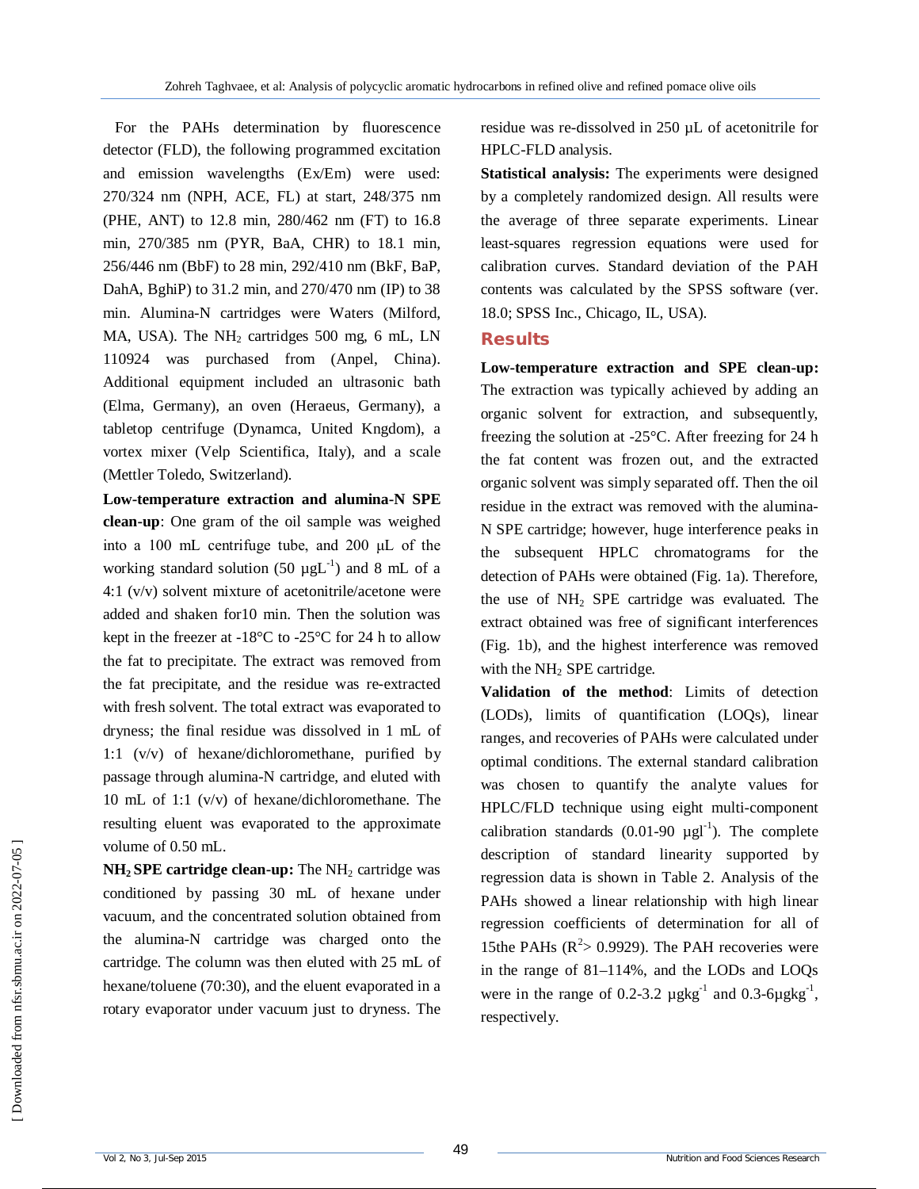For the PAHs determination by fluorescence detector (FLD), the following programmed excitation and emission wavelengths (Ex/Em) were used: 270/324 nm (NPH, ACE, FL) at start, 248/375 nm (PHE, ANT) to 12.8 min, 280/462 nm (FT) to 16.8 min, 270/385 nm (PYR, BaA, CHR) to 18.1 min, 256/446 nm (BbF) to 28 min, 292/410 nm (BkF, BaP, DahA, BghiP) to 31.2 min, and 270/470 nm (IP) to 38 min. Alumina-N cartridges were Waters (Milford, MA, USA). The $NH_2$ cartridges 500 mg, 6 mL, LN 110924 was purchased from (Anpel, China). Additional equipment included an ultrasonic bath (Elma, Germany), an oven (Heraeus, Germany), a tabletop centrifuge (Dynamca, United Kngdom), a vortex mixer (Velp Scientifica, Italy), and a scale (Mettler Toledo, Switzerland).

**Low-temperature extraction and alumina-N SPE clean-up**: One gram of the oil sample was weighed into a 100 mL centrifuge tube, and 200 µL of the working standard solution (50 $\mu gL^{-1}$) and 8 mL of a 4:1 (v/v) solvent mixture of acetonitrile/acetone were added and shaken for10 min. Then the solution was kept in the freezer at -18°C to -25°C for 24 h to allow the fat to precipitate. The extract was removed from the fat precipitate, and the residue was re-extracted with fresh solvent. The total extract was evaporated to dryness; the final residue was dissolved in 1 mL of 1:1 (v/v) of hexane/dichloromethane, purified by passage through alumina-N cartridge, and eluted with 10 mL of 1:1 (v/v) of hexane/dichloromethane. The resulting eluent was evaporated to the approximate volume of 0.50 mL.

**$NH_2$ SPE cartridge clean-up:** The $NH_2$ cartridge was conditioned by passing 30 mL of hexane under vacuum, and the concentrated solution obtained from the alumina-N cartridge was charged onto the cartridge. The column was then eluted with 25 mL of hexane/toluene (70:30), and the eluent evaporated in a rotary evaporator under vacuum just to dryness. The residue was re-dissolved in 250 µL of acetonitrile for HPLC-FLD analysis.

**Statistical analysis:** The experiments were designed by a completely randomized design. All results were the average of three separate experiments. Linear least-squares regression equations were used for calibration curves. Standard deviation of the PAH contents was calculated by the SPSS software (ver. 18.0; SPSS Inc., Chicago, IL, USA).

## Results

**Low-temperature extraction and SPE clean-up:** The extraction was typically achieved by adding an organic solvent for extraction, and subsequently, freezing the solution at -25°C. After freezing for 24 h the fat content was frozen out, and the extracted organic solvent was simply separated off. Then the oil residue in the extract was removed with the alumina-N SPE cartridge; however, huge interference peaks in the subsequent HPLC chromatograms for the detection of PAHs were obtained (Fig. 1a). Therefore, the use of $NH_2$ SPE cartridge was evaluated. The extract obtained was free of significant interferences (Fig. 1b), and the highest interference was removed with the $NH_2$ SPE cartridge.

**Validation of the method**: Limits of detection (LODs), limits of quantification (LOQs), linear ranges, and recoveries of PAHs were calculated under optimal conditions. The external standard calibration was chosen to quantify the analyte values for HPLC/FLD technique using eight multi-component calibration standards (0.01-90 $\mu gl^{-1}$). The complete description of standard linearity supported by regression data is shown in Table 2. Analysis of the PAHs showed a linear relationship with high linear regression coefficients of determination for all of 15the PAHs ($R^2 > 0.9929$). The PAH recoveries were in the range of 81–114%, and the LODs and LOQs were in the range of 0.2-3.2 $\mu gkg^{-1}$ and 0.3-6$\mu gkg^{-1}$, respectively.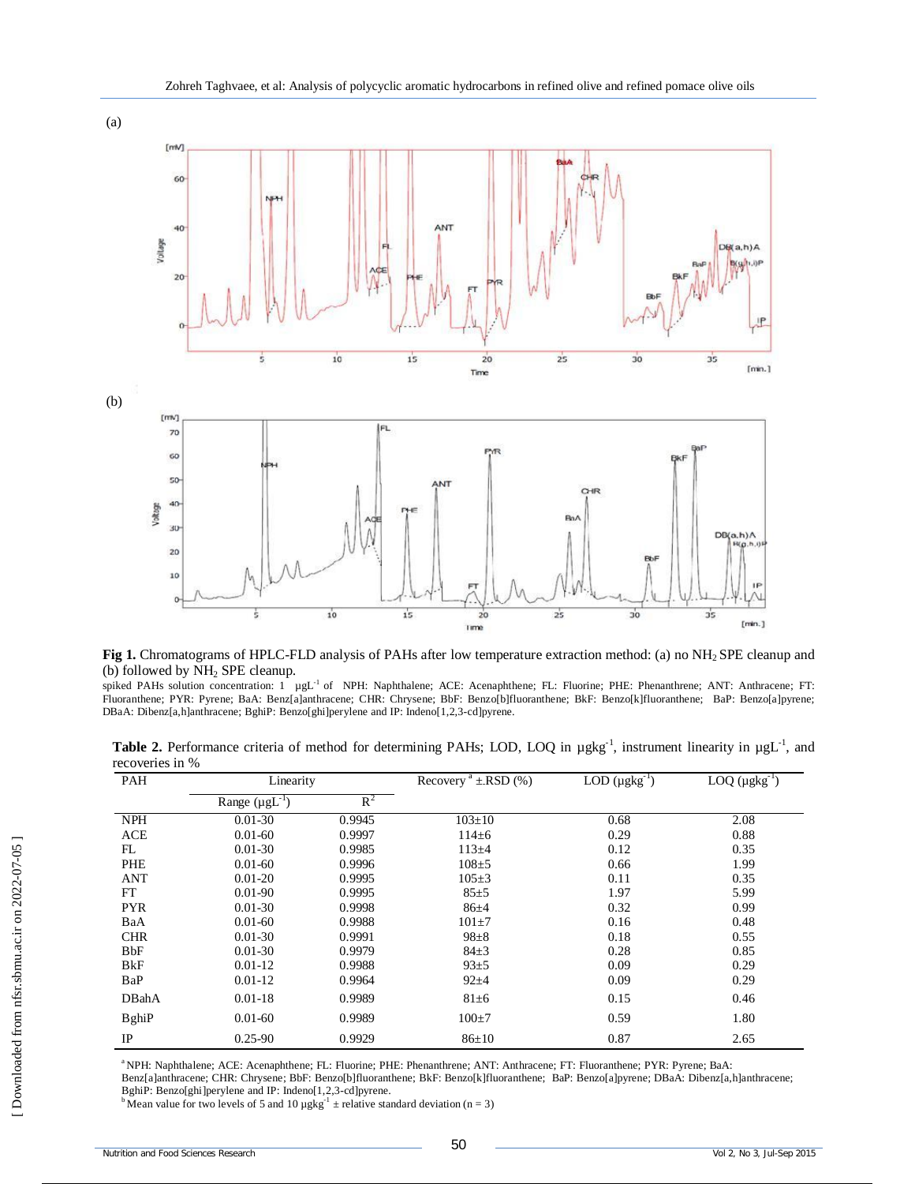(a)

(b)

**Fig 1.** Chromatograms of HPLC-FLD analysis of PAHs after low temperature extraction method: (a) no $NH_2$ SPE cleanup and (b) followed by $NH_2$ SPE cleanup.

spiked PAHs solution concentration: 1 $\mu gL^{-1}$ of NPH: Naphthalene; ACE: Acenaphthene; FL: Fluorine; PHE: Phenanthrene; ANT: Anthracene; FT: Fluoranthene; PYR: Pyrene; BaA: Benz[a]anthracene; CHR: Chrysene; BbF: Benzo[b]fluoranthene; BkF: Benzo[k]fluoranthene; BaP: Benzo[a]pyrene; DBaA: Dibenz[a,h]anthracene; BghiP: Benzo[ghi]perylene and IP: Indeno[1,2,3-cd]pyrene.

**Table 2.** Performance criteria of method for determining PAHs; LOD, LOQ in $\mu gkg^{-1}$, instrument linearity in $\mu gL^{-1}$, and recoveries in %

| PAH | Linearity | | Recovery [a] ±.RSD (%) | LOD ($\mu gkg^{-1}$) | LOQ ($\mu gkg^{-1}$) |
|---|---|---|---|---|---|
| | Range ($\mu gL^{-1}$) | $R^2$ | | | |
| NPH | 0.01-30 | 0.9945 | 103±10 | 0.68 | 2.08 |
| ACE | 0.01-60 | 0.9997 | 114±6 | 0.29 | 0.88 |
| FL | 0.01-30 | 0.9985 | 113±4 | 0.12 | 0.35 |
| PHE | 0.01-60 | 0.9996 | 108±5 | 0.66 | 1.99 |
| ANT | 0.01-20 | 0.9995 | 105±3 | 0.11 | 0.35 |
| FT | 0.01-90 | 0.9995 | 85±5 | 1.97 | 5.99 |
| PYR | 0.01-30 | 0.9998 | 86±4 | 0.32 | 0.99 |
| BaA | 0.01-60 | 0.9988 | 101±7 | 0.16 | 0.48 |
| CHR | 0.01-30 | 0.9991 | 98±8 | 0.18 | 0.55 |
| BbF | 0.01-30 | 0.9979 | 84±3 | 0.28 | 0.85 |
| BkF | 0.01-12 | 0.9988 | 93±5 | 0.09 | 0.29 |
| BaP | 0.01-12 | 0.9964 | 92±4 | 0.09 | 0.29 |
| DBahA | 0.01-18 | 0.9989 | 81±6 | 0.15 | 0.46 |
| BghiP | 0.01-60 | 0.9989 | 100±7 | 0.59 | 1.80 |
| IP | 0.25-90 | 0.9929 | 86±10 | 0.87 | 2.65 |

[a] NPH: Naphthalene; ACE: Acenaphthene; FL: Fluorine; PHE: Phenanthrene; ANT: Anthracene; FT: Fluoranthene; PYR: Pyrene; BaA: Benz[a]anthracene; CHR: Chrysene; BbF: Benzo[b]fluoranthene; BkF: Benzo[k]fluoranthene; BaP: Benzo[a]pyrene; DBaA: Dibenz[a,h]anthracene; BghiP: Benzo[ghi]perylene and IP: Indeno[1,2,3-cd]pyrene.

[b] Mean value for two levels of 5 and 10 $\mu gkg^{-1}$ ± relative standard deviation (n = 3)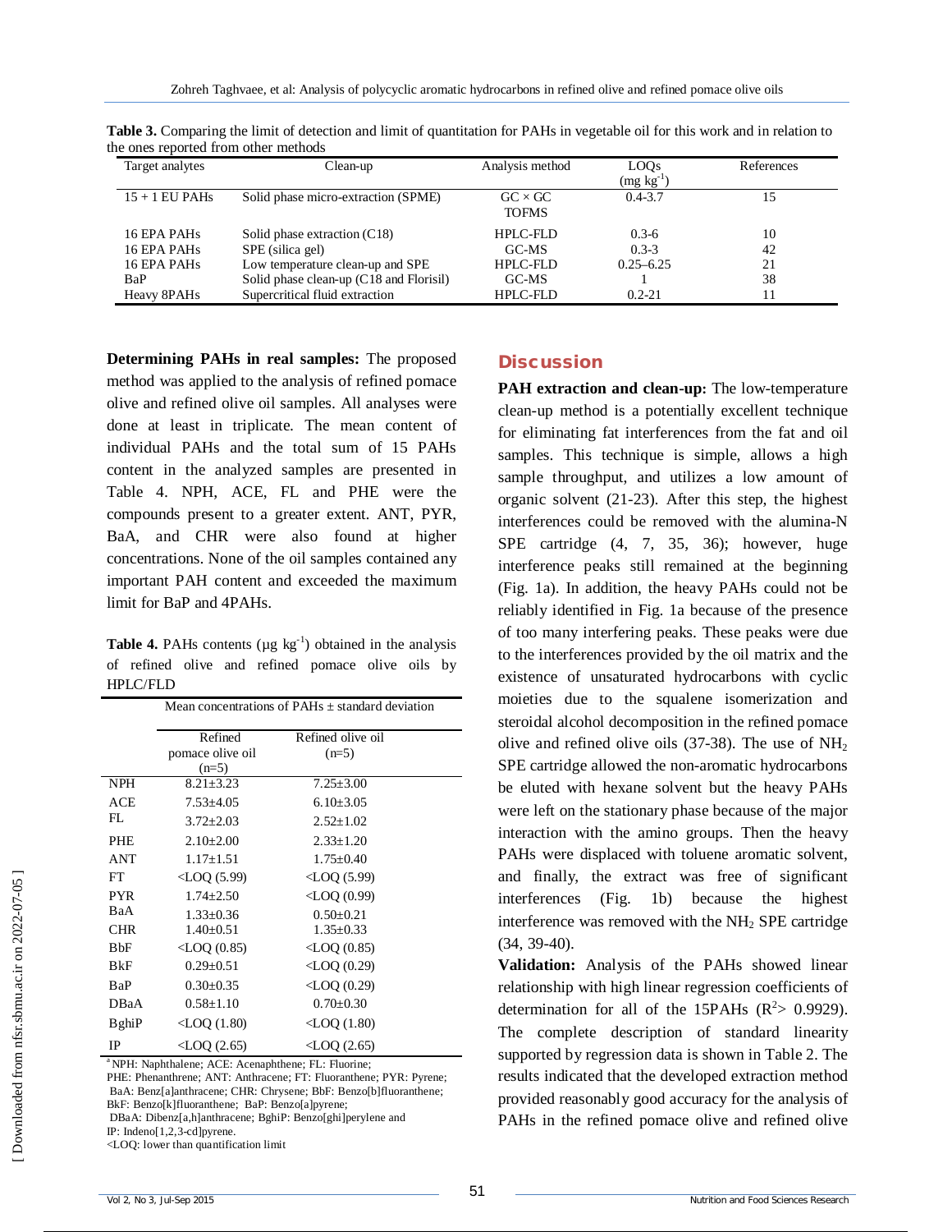**Table 3.** Comparing the limit of detection and limit of quantitation for PAHs in vegetable oil for this work and in relation to the ones reported from other methods

| Target analytes | Clean-up | Analysis method | LOQs ($mg\ kg^{-1}$) | References |
|---|---|---|---|---|
| 15 + 1 EU PAHs | Solid phase micro-extraction (SPME) | GC × GC TOFMS | 0.4-3.7 | 15 |
| 16 EPA PAHs | Solid phase extraction (C18) | HPLC-FLD | 0.3-6 | 10 |
| 16 EPA PAHs | SPE (silica gel) | GC-MS | 0.3-3 | 42 |
| 16 EPA PAHs | Low temperature clean-up and SPE | HPLC-FLD | 0.25–6.25 | 21 |
| BaP | Solid phase clean-up (C18 and Florisil) | GC-MS | 1 | 38 |
| Heavy 8PAHs | Supercritical fluid extraction | HPLC-FLD | 0.2-21 | 11 |

**Determining PAHs in real samples:** The proposed method was applied to the analysis of refined pomace olive and refined olive oil samples. All analyses were done at least in triplicate. The mean content of individual PAHs and the total sum of 15 PAHs content in the analyzed samples are presented in Table 4. NPH, ACE, FL and PHE were the compounds present to a greater extent. ANT, PYR, BaA, and CHR were also found at higher concentrations. None of the oil samples contained any important PAH content and exceeded the maximum limit for BaP and 4PAHs.

**Table 4.** PAHs contents ($\mu g\ kg^{-1}$) obtained in the analysis of refined olive and refined pomace olive oils by HPLC/FLD

| | Mean concentrations of PAHs ± standard deviation | |
|---|---|---|
| | Refined pomace olive oil (n=5) | Refined olive oil (n=5) |
| NPH | 8.21±3.23 | 7.25±3.00 |
| ACE | 7.53±4.05 | 6.10±3.05 |
| FL | 3.72±2.03 | 2.52±1.02 |
| PHE | 2.10±2.00 | 2.33±1.20 |
| ANT | 1.17±1.51 | 1.75±0.40 |
| FT | <LOQ (5.99) | <LOQ (5.99) |
| PYR | 1.74±2.50 | <LOQ (0.99) |
| BaA | 1.33±0.36 | 0.50±0.21 |
| CHR | 1.40±0.51 | 1.35±0.33 |
| BbF | <LOQ (0.85) | <LOQ (0.85) |
| BkF | 0.29±0.51 | <LOQ (0.29) |
| BaP | 0.30±0.35 | <LOQ (0.29) |
| DBaA | 0.58±1.10 | 0.70±0.30 |
| BghiP | <LOQ (1.80) | <LOQ (1.80) |
| IP | <LOQ (2.65) | <LOQ (2.65) |

[a] NPH: Naphthalene; ACE: Acenaphthene; FL: Fluorine; PHE: Phenanthrene; ANT: Anthracene; FT: Fluoranthene; PYR: Pyrene; BaA: Benz[a]anthracene; CHR: Chrysene; BbF: Benzo[b]fluoranthene; BkF: Benzo[k]fluoranthene; BaP: Benzo[a]pyrene; DBaA: Dibenz[a,h]anthracene; BghiP: Benzo[ghi]perylene and IP: Indeno[1,2,3-cd]pyrene.
<LOQ: lower than quantification limit

## Discussion

**PAH extraction and clean-up:** The low-temperature clean-up method is a potentially excellent technique for eliminating fat interferences from the fat and oil samples. This technique is simple, allows a high sample throughput, and utilizes a low amount of organic solvent (21-23). After this step, the highest interferences could be removed with the alumina-N SPE cartridge (4, 7, 35, 36); however, huge interference peaks still remained at the beginning (Fig. 1a). In addition, the heavy PAHs could not be reliably identified in Fig. 1a because of the presence of too many interfering peaks. These peaks were due to the interferences provided by the oil matrix and the existence of unsaturated hydrocarbons with cyclic moieties due to the squalene isomerization and steroidal alcohol decomposition in the refined pomace olive and refined olive oils (37-38). The use of $NH_2$ SPE cartridge allowed the non-aromatic hydrocarbons be eluted with hexane solvent but the heavy PAHs were left on the stationary phase because of the major interaction with the amino groups. Then the heavy PAHs were displaced with toluene aromatic solvent, and finally, the extract was free of significant interferences (Fig. 1b) because the highest interference was removed with the $NH_2$ SPE cartridge (34, 39-40).

**Validation:** Analysis of the PAHs showed linear relationship with high linear regression coefficients of determination for all of the 15PAHs ($R^2$> 0.9929). The complete description of standard linearity supported by regression data is shown in Table 2. The results indicated that the developed extraction method provided reasonably good accuracy for the analysis of PAHs in the refined pomace olive and refined olive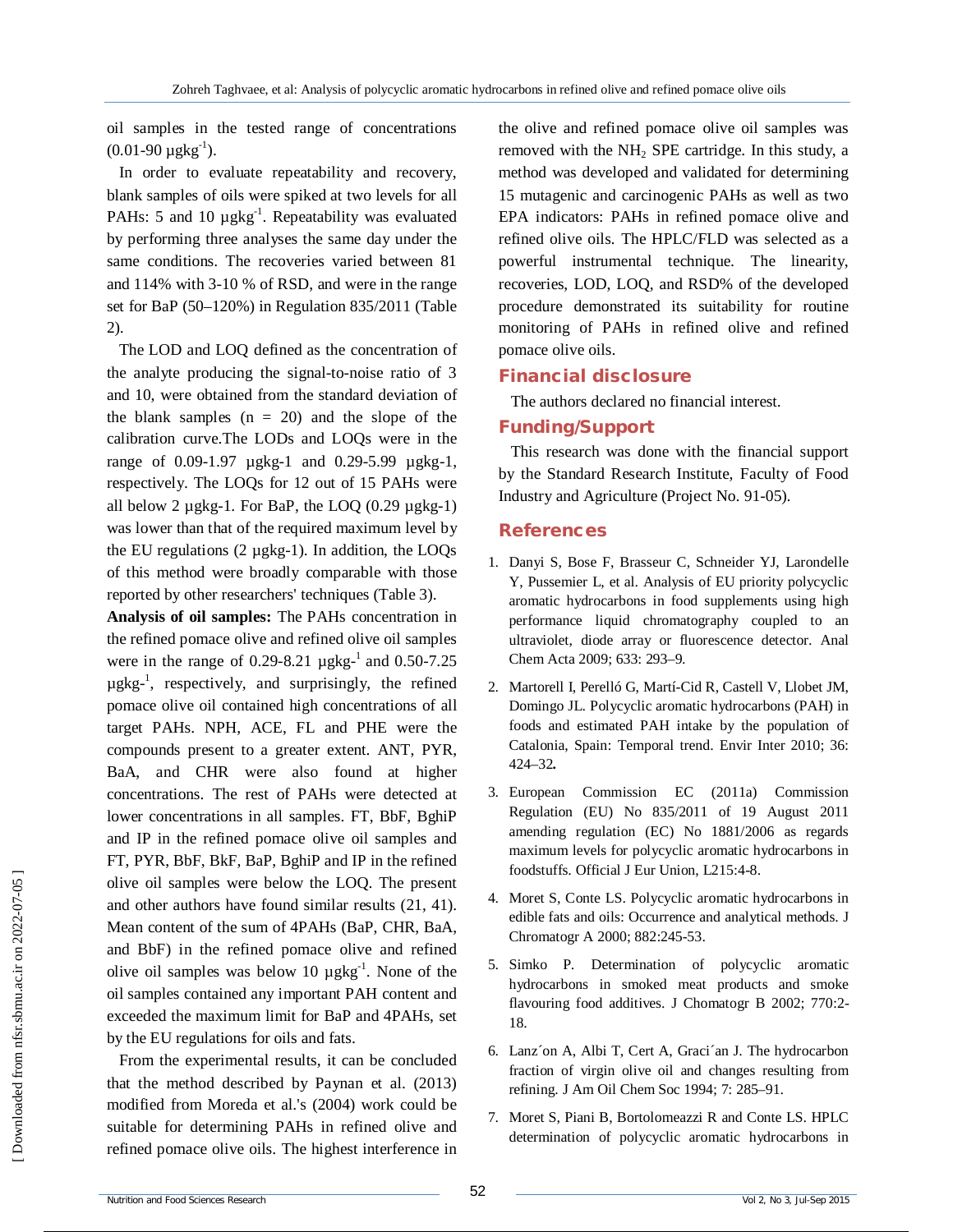oil samples in the tested range of concentrations (0.01-90 µgkg$^{-1}$).

In order to evaluate repeatability and recovery, blank samples of oils were spiked at two levels for all PAHs: 5 and 10 µgkg$^{-1}$. Repeatability was evaluated by performing three analyses the same day under the same conditions. The recoveries varied between 81 and 114% with 3-10 % of RSD, and were in the range set for BaP (50–120%) in Regulation 835/2011 (Table 2).

The LOD and LOQ defined as the concentration of the analyte producing the signal-to-noise ratio of 3 and 10, were obtained from the standard deviation of the blank samples (n = 20) and the slope of the calibration curve.The LODs and LOQs were in the range of 0.09-1.97 µgkg-1 and 0.29-5.99 µgkg-1, respectively. The LOQs for 12 out of 15 PAHs were all below 2 µgkg-1. For BaP, the LOQ (0.29 µgkg-1) was lower than that of the required maximum level by the EU regulations (2 µgkg-1). In addition, the LOQs of this method were broadly comparable with those reported by other researchers' techniques (Table 3).

**Analysis of oil samples:** The PAHs concentration in the refined pomace olive and refined olive oil samples were in the range of 0.29-8.21 µgkg-$^{1}$ and 0.50-7.25 µgkg-$^{1}$, respectively, and surprisingly, the refined pomace olive oil contained high concentrations of all target PAHs. NPH, ACE, FL and PHE were the compounds present to a greater extent. ANT, PYR, BaA, and CHR were also found at higher concentrations. The rest of PAHs were detected at lower concentrations in all samples. FT, BbF, BghiP and IP in the refined pomace olive oil samples and FT, PYR, BbF, BkF, BaP, BghiP and IP in the refined olive oil samples were below the LOQ. The present and other authors have found similar results (21, 41). Mean content of the sum of 4PAHs (BaP, CHR, BaA, and BbF) in the refined pomace olive and refined olive oil samples was below 10 µgkg$^{-1}$. None of the oil samples contained any important PAH content and exceeded the maximum limit for BaP and 4PAHs, set by the EU regulations for oils and fats.

From the experimental results, it can be concluded that the method described by Paynan et al. (2013) modified from Moreda et al.'s (2004) work could be suitable for determining PAHs in refined olive and refined pomace olive oils. The highest interference in the olive and refined pomace olive oil samples was removed with the $NH_2$ SPE cartridge. In this study, a method was developed and validated for determining 15 mutagenic and carcinogenic PAHs as well as two EPA indicators: PAHs in refined pomace olive and refined olive oils. The HPLC/FLD was selected as a powerful instrumental technique. The linearity, recoveries, LOD, LOQ, and RSD% of the developed procedure demonstrated its suitability for routine monitoring of PAHs in refined olive and refined pomace olive oils.

## Financial disclosure

The authors declared no financial interest.

## Funding/Support

This research was done with the financial support by the Standard Research Institute, Faculty of Food Industry and Agriculture (Project No. 91-05).

## References

1. Danyi S, Bose F, Brasseur C, Schneider YJ, Larondelle Y, Pussemier L, et al. Analysis of EU priority polycyclic aromatic hydrocarbons in food supplements using high performance liquid chromatography coupled to an ultraviolet, diode array or fluorescence detector. Anal Chem Acta 2009; 633: 293–9.
2. Martorell I, Perelló G, Martí-Cid R, Castell V, Llobet JM, Domingo JL. Polycyclic aromatic hydrocarbons (PAH) in foods and estimated PAH intake by the population of Catalonia, Spain: Temporal trend. Envir Inter 2010; 36: 424–32**.**
3. European Commission EC (2011a) Commission Regulation (EU) No 835/2011 of 19 August 2011 amending regulation (EC) No 1881/2006 as regards maximum levels for polycyclic aromatic hydrocarbons in foodstuffs. Official J Eur Union, L215:4-8.
4. Moret S, Conte LS. Polycyclic aromatic hydrocarbons in edible fats and oils: Occurrence and analytical methods. J Chromatogr A 2000; 882:245-53.
5. Simko P. Determination of polycyclic aromatic hydrocarbons in smoked meat products and smoke flavouring food additives. J Chomatogr B 2002; 770:2-18.
6. Lanz´on A, Albi T, Cert A, Graci´an J. The hydrocarbon fraction of virgin olive oil and changes resulting from refining. J Am Oil Chem Soc 1994; 7: 285–91.
7. Moret S, Piani B, Bortolomeazzi R and Conte LS. HPLC determination of polycyclic aromatic hydrocarbons in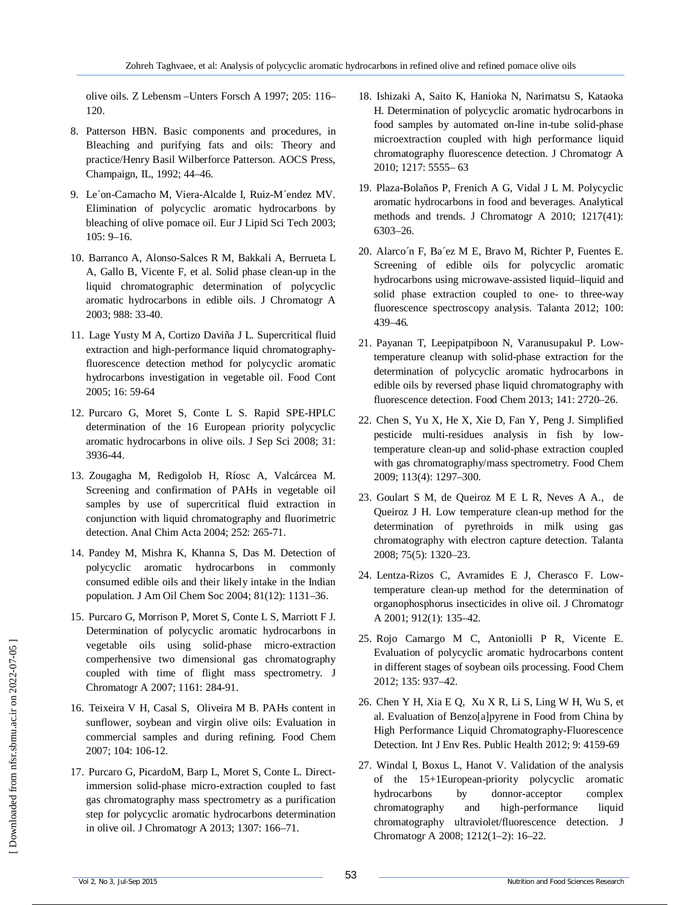olive oils. Z Lebensm –Unters Forsch A 1997; 205: 116–120.

8. Patterson HBN. Basic components and procedures, in Bleaching and purifying fats and oils: Theory and practice/Henry Basil Wilberforce Patterson. AOCS Press, Champaign, IL, 1992; 44–46.

9. Le´on-Camacho M, Viera-Alcalde I, Ruiz-M´endez MV. Elimination of polycyclic aromatic hydrocarbons by bleaching of olive pomace oil. Eur J Lipid Sci Tech 2003; 105: 9–16.

10. Barranco A, Alonso-Salces R M, Bakkali A, Berrueta L A, Gallo B, Vicente F, et al. Solid phase clean-up in the liquid chromatographic determination of polycyclic aromatic hydrocarbons in edible oils. J Chromatogr A 2003; 988: 33-40.

11. Lage Yusty M A, Cortizo Daviña J L. Supercritical fluid extraction and high-performance liquid chromatography-fluorescence detection method for polycyclic aromatic hydrocarbons investigation in vegetable oil. Food Cont 2005; 16: 59-64

12. Purcaro G, Moret S, Conte L S. Rapid SPE-HPLC determination of the 16 European priority polycyclic aromatic hydrocarbons in olive oils. J Sep Sci 2008; 31: 3936-44.

13. Zougagha M, Redigolob H, Ríosc A, Valcárcea M. Screening and confirmation of PAHs in vegetable oil samples by use of supercritical fluid extraction in conjunction with liquid chromatography and fluorimetric detection. Anal Chim Acta 2004; 252: 265-71.

14. Pandey M, Mishra K, Khanna S, Das M. Detection of polycyclic aromatic hydrocarbons in commonly consumed edible oils and their likely intake in the Indian population. J Am Oil Chem Soc 2004; 81(12): 1131–36.

15. Purcaro G, Morrison P, Moret S, Conte L S, Marriott F J. Determination of polycyclic aromatic hydrocarbons in vegetable oils using solid-phase micro-extraction comperhensive two dimensional gas chromatography coupled with time of flight mass spectrometry. J Chromatogr A 2007; 1161: 284-91.

16. Teixeira V H, Casal S, Oliveira M B. PAHs content in sunflower, soybean and virgin olive oils: Evaluation in commercial samples and during refining. Food Chem 2007; 104: 106-12.

17. Purcaro G, PicardoM, Barp L, Moret S, Conte L. Direct-immersion solid-phase micro-extraction coupled to fast gas chromatography mass spectrometry as a purification step for polycyclic aromatic hydrocarbons determination in olive oil. J Chromatogr A 2013; 1307: 166–71.

18. Ishizaki A, Saito K, Hanioka N, Narimatsu S, Kataoka H. Determination of polycyclic aromatic hydrocarbons in food samples by automated on-line in-tube solid-phase microextraction coupled with high performance liquid chromatography fluorescence detection. J Chromatogr A 2010; 1217: 5555– 63

19. Plaza-Bolaños P, Frenich A G, Vidal J L M. Polycyclic aromatic hydrocarbons in food and beverages. Analytical methods and trends. J Chromatogr A 2010; 1217(41): 6303–26.

20. Alarco´n F, Ba´ez M E, Bravo M, Richter P, Fuentes E. Screening of edible oils for polycyclic aromatic hydrocarbons using microwave-assisted liquid–liquid and solid phase extraction coupled to one- to three-way fluorescence spectroscopy analysis. Talanta 2012; 100: 439–46.

21. Payanan T, Leepipatpiboon N, Varanusupakul P. Low-temperature cleanup with solid-phase extraction for the determination of polycyclic aromatic hydrocarbons in edible oils by reversed phase liquid chromatography with fluorescence detection. Food Chem 2013; 141: 2720–26.

22. Chen S, Yu X, He X, Xie D, Fan Y, Peng J. Simplified pesticide multi-residues analysis in fish by low-temperature clean-up and solid-phase extraction coupled with gas chromatography/mass spectrometry. Food Chem 2009; 113(4): 1297–300.

23. Goulart S M, de Queiroz M E L R, Neves A A., de Queiroz J H. Low temperature clean-up method for the determination of pyrethroids in milk using gas chromatography with electron capture detection. Talanta 2008; 75(5): 1320–23.

24. Lentza-Rizos C, Avramides E J, Cherasco F. Low-temperature clean-up method for the determination of organophosphorus insecticides in olive oil. J Chromatogr A 2001; 912(1): 135–42.

25. Rojo Camargo M C, Antoniolli P R, Vicente E. Evaluation of polycyclic aromatic hydrocarbons content in different stages of soybean oils processing. Food Chem 2012; 135: 937–42.

26. Chen Y H, Xia E Q, Xu X R, Li S, Ling W H, Wu S, et al. Evaluation of Benzo[a]pyrene in Food from China by High Performance Liquid Chromatography-Fluorescence Detection. Int J Env Res. Public Health 2012; 9: 4159-69

27. Windal I, Boxus L, Hanot V. Validation of the analysis of the 15+1European-priority polycyclic aromatic hydrocarbons by donnor-acceptor complex chromatography and high-performance liquid chromatography ultraviolet/fluorescence detection. J Chromatogr A 2008; 1212(1–2): 16–22.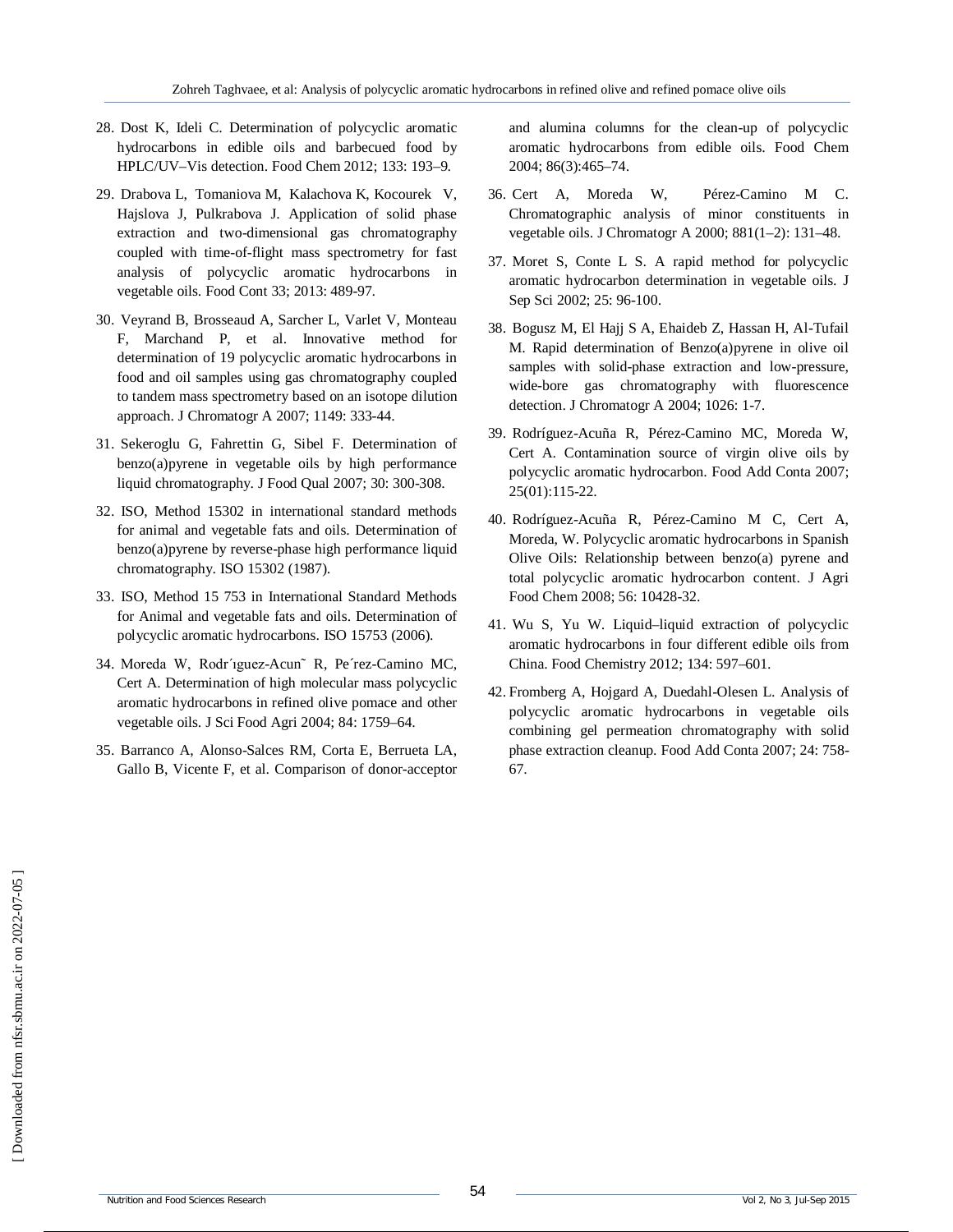28. Dost K, Ideli C. Determination of polycyclic aromatic hydrocarbons in edible oils and barbecued food by HPLC/UV–Vis detection. Food Chem 2012; 133: 193–9.

29. Drabova L, Tomaniova M, Kalachova K, Kocourek V, Hajslova J, Pulkrabova J. Application of solid phase extraction and two-dimensional gas chromatography coupled with time-of-flight mass spectrometry for fast analysis of polycyclic aromatic hydrocarbons in vegetable oils. Food Cont 33; 2013: 489-97.

30. Veyrand B, Brosseaud A, Sarcher L, Varlet V, Monteau F, Marchand P, et al. Innovative method for determination of 19 polycyclic aromatic hydrocarbons in food and oil samples using gas chromatography coupled to tandem mass spectrometry based on an isotope dilution approach. J Chromatogr A 2007; 1149: 333-44.

31. Sekeroglu G, Fahrettin G, Sibel F. Determination of benzo(a)pyrene in vegetable oils by high performance liquid chromatography. J Food Qual 2007; 30: 300-308.

32. ISO, Method 15302 in international standard methods for animal and vegetable fats and oils. Determination of benzo(a)pyrene by reverse-phase high performance liquid chromatography. ISO 15302 (1987).

33. ISO, Method 15 753 in International Standard Methods for Animal and vegetable fats and oils. Determination of polycyclic aromatic hydrocarbons. ISO 15753 (2006).

34. Moreda W, Rodr´ıguez-Acun˜ R, Pe´rez-Camino MC, Cert A. Determination of high molecular mass polycyclic aromatic hydrocarbons in refined olive pomace and other vegetable oils. J Sci Food Agri 2004; 84: 1759–64.

35. Barranco A, Alonso-Salces RM, Corta E, Berrueta LA, Gallo B, Vicente F, et al. Comparison of donor-acceptor and alumina columns for the clean-up of polycyclic aromatic hydrocarbons from edible oils. Food Chem 2004; 86(3):465–74.

36. Cert A, Moreda W, Pérez-Camino M C. Chromatographic analysis of minor constituents in vegetable oils. J Chromatogr A 2000; 881(1–2): 131–48.

37. Moret S, Conte L S. A rapid method for polycyclic aromatic hydrocarbon determination in vegetable oils. J Sep Sci 2002; 25: 96-100.

38. Bogusz M, El Hajj S A, Ehaideb Z, Hassan H, Al-Tufail M. Rapid determination of Benzo(a)pyrene in olive oil samples with solid-phase extraction and low-pressure, wide-bore gas chromatography with fluorescence detection. J Chromatogr A 2004; 1026: 1-7.

39. Rodríguez-Acuña R, Pérez-Camino MC, Moreda W, Cert A. Contamination source of virgin olive oils by polycyclic aromatic hydrocarbon. Food Add Conta 2007; 25(01):115-22.

40. Rodríguez-Acuña R, Pérez-Camino M C, Cert A, Moreda, W. Polycyclic aromatic hydrocarbons in Spanish Olive Oils: Relationship between benzo(a) pyrene and total polycyclic aromatic hydrocarbon content. J Agri Food Chem 2008; 56: 10428-32.

41. Wu S, Yu W. Liquid–liquid extraction of polycyclic aromatic hydrocarbons in four different edible oils from China. Food Chemistry 2012; 134: 597–601.

42. Fromberg A, Hojgard A, Duedahl-Olesen L. Analysis of polycyclic aromatic hydrocarbons in vegetable oils combining gel permeation chromatography with solid phase extraction cleanup. Food Add Conta 2007; 24: 758-67.